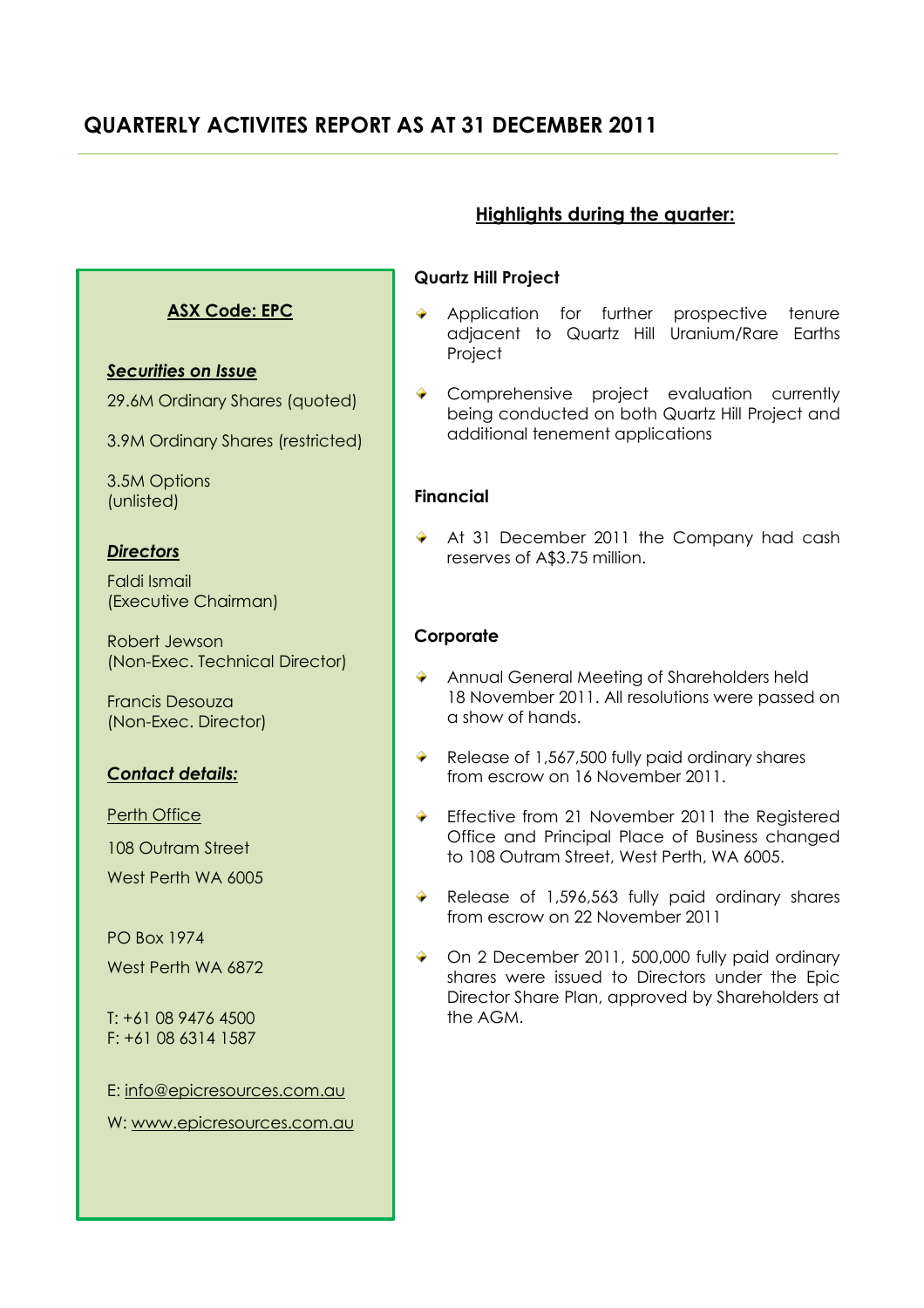# QUARTERLY ACTIVITES REPORT AS AT 31 DECEMBER 2011

**ASX Code: EPC**

***Securities on Issue***

29.6M Ordinary Shares (quoted)

3.9M Ordinary Shares (restricted)

3.5M Options (unlisted)

***Directors***

Faldi Ismail (Executive Chairman)

Robert Jewson (Non-Exec. Technical Director)

Francis Desouza (Non-Exec. Director)

***Contact details:***

Perth Office

108 Outram Street

West Perth WA 6005

PO Box 1974

West Perth WA 6872

T: +61 08 9476 4500
F: +61 08 6314 1587

E: info@epicresources.com.au

W: www.epicresources.com.au

## Highlights during the quarter:

### Quartz Hill Project

- Application for further prospective tenure adjacent to Quartz Hill Uranium/Rare Earths Project
- Comprehensive project evaluation currently being conducted on both Quartz Hill Project and additional tenement applications

### Financial

- At 31 December 2011 the Company had cash reserves of A$3.75 million.

### Corporate

- Annual General Meeting of Shareholders held 18 November 2011. All resolutions were passed on a show of hands.
- Release of 1,567,500 fully paid ordinary shares from escrow on 16 November 2011.
- Effective from 21 November 2011 the Registered Office and Principal Place of Business changed to 108 Outram Street, West Perth, WA 6005.
- Release of 1,596,563 fully paid ordinary shares from escrow on 22 November 2011
- On 2 December 2011, 500,000 fully paid ordinary shares were issued to Directors under the Epic Director Share Plan, approved by Shareholders at the AGM.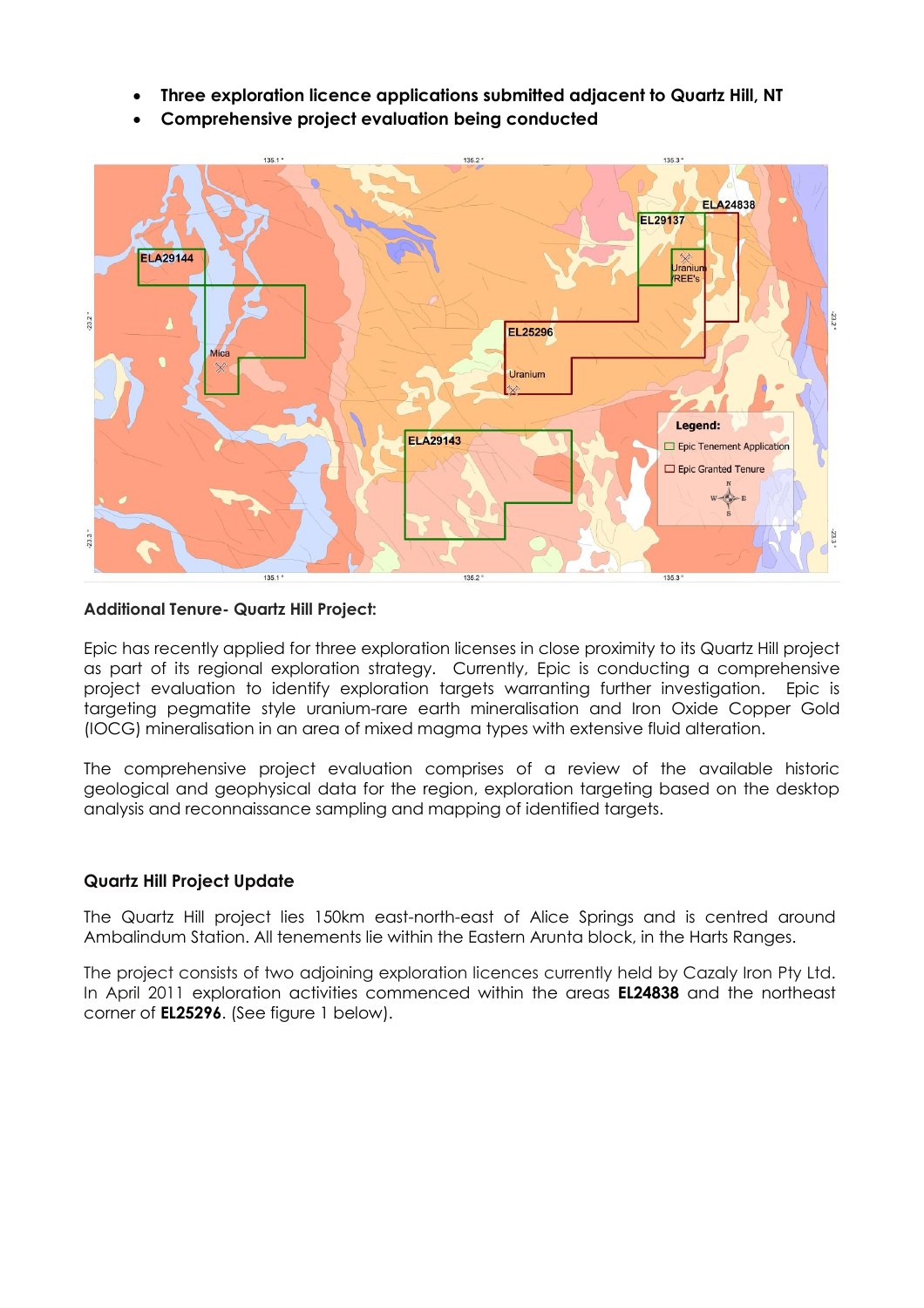- **Three exploration licence applications submitted adjacent to Quartz Hill, NT**
- **Comprehensive project evaluation being conducted**

**Additional Tenure- Quartz Hill Project:**

Epic has recently applied for three exploration licenses in close proximity to its Quartz Hill project as part of its regional exploration strategy. Currently, Epic is conducting a comprehensive project evaluation to identify exploration targets warranting further investigation. Epic is targeting pegmatite style uranium-rare earth mineralisation and Iron Oxide Copper Gold (IOCG) mineralisation in an area of mixed magma types with extensive fluid alteration.

The comprehensive project evaluation comprises of a review of the available historic geological and geophysical data for the region, exploration targeting based on the desktop analysis and reconnaissance sampling and mapping of identified targets.

**Quartz Hill Project Update**

The Quartz Hill project lies 150km east-north-east of Alice Springs and is centred around Ambalindum Station. All tenements lie within the Eastern Arunta block, in the Harts Ranges.

The project consists of two adjoining exploration licences currently held by Cazaly Iron Pty Ltd. In April 2011 exploration activities commenced within the areas **EL24838** and the northeast corner of **EL25296**. (See figure 1 below).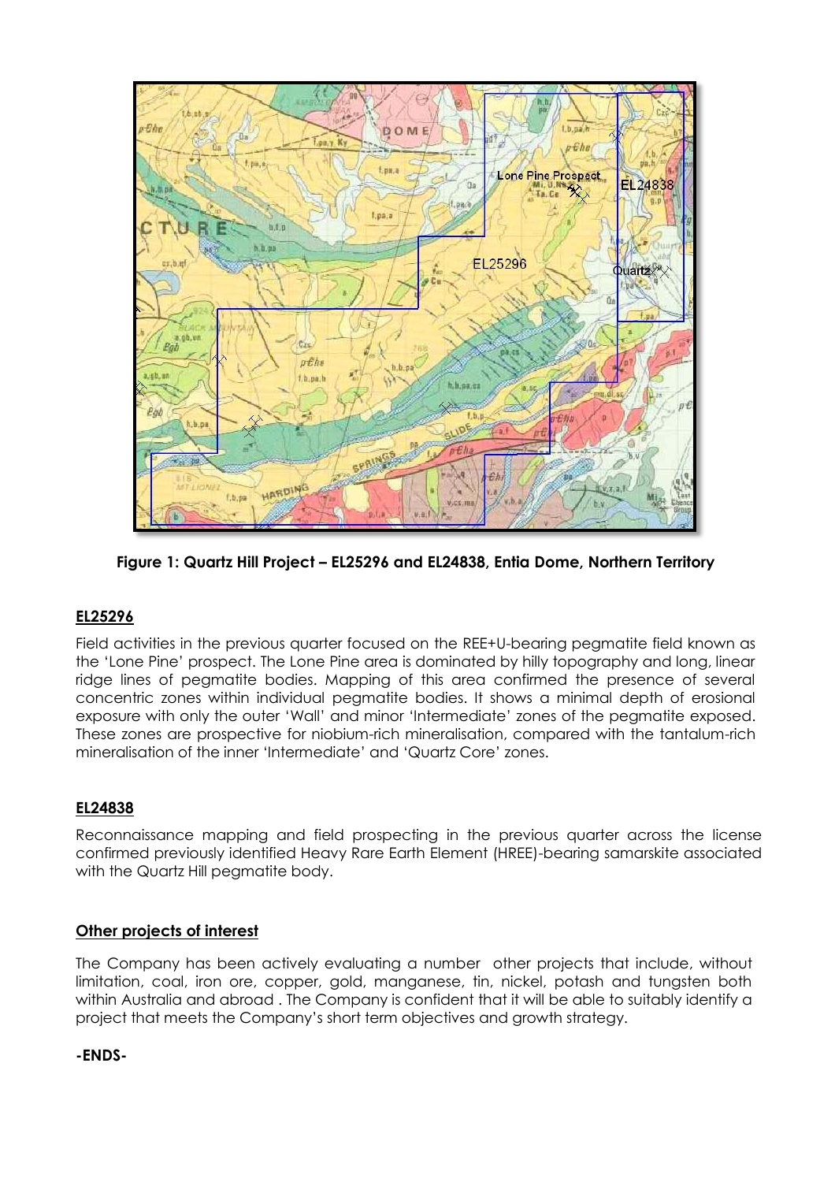**Figure 1: Quartz Hill Project – EL25296 and EL24838, Entia Dome, Northern Territory**

## EL25296

Field activities in the previous quarter focused on the REE+U-bearing pegmatite field known as the 'Lone Pine' prospect. The Lone Pine area is dominated by hilly topography and long, linear ridge lines of pegmatite bodies. Mapping of this area confirmed the presence of several concentric zones within individual pegmatite bodies. It shows a minimal depth of erosional exposure with only the outer 'Wall' and minor 'Intermediate' zones of the pegmatite exposed. These zones are prospective for niobium-rich mineralisation, compared with the tantalum-rich mineralisation of the inner 'Intermediate' and 'Quartz Core' zones.

## EL24838

Reconnaissance mapping and field prospecting in the previous quarter across the license confirmed previously identified Heavy Rare Earth Element (HREE)-bearing samarskite associated with the Quartz Hill pegmatite body.

## Other projects of interest

The Company has been actively evaluating a number other projects that include, without limitation, coal, iron ore, copper, gold, manganese, tin, nickel, potash and tungsten both within Australia and abroad . The Company is confident that it will be able to suitably identify a project that meets the Company's short term objectives and growth strategy.

**-ENDS-**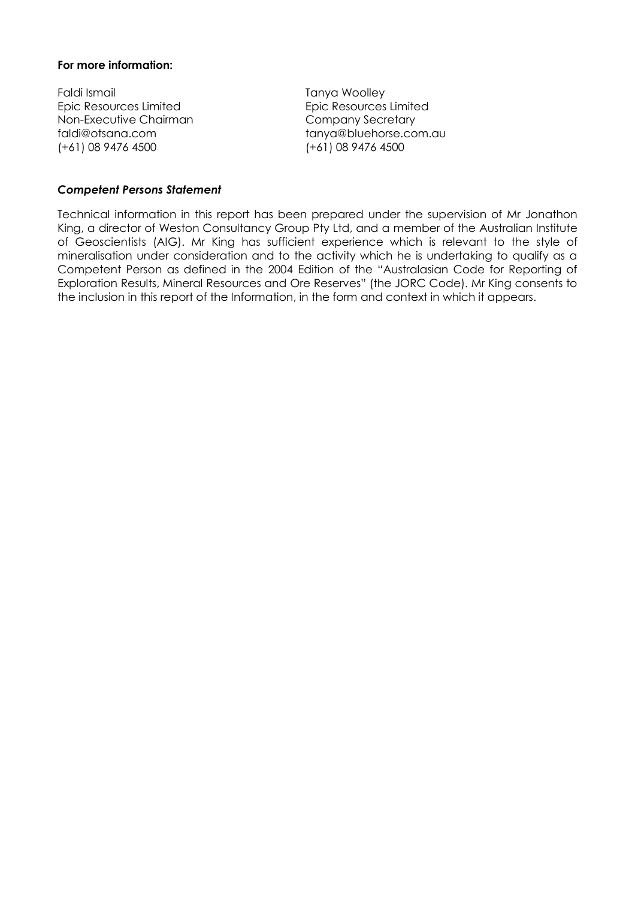**For more information:**

Faldi Ismail
Epic Resources Limited
Non-Executive Chairman
faldi@otsana.com
(+61) 08 9476 4500

Tanya Woolley
Epic Resources Limited
Company Secretary
tanya@bluehorse.com.au
(+61) 08 9476 4500

***Competent Persons Statement***

Technical information in this report has been prepared under the supervision of Mr Jonathon King, a director of Weston Consultancy Group Pty Ltd, and a member of the Australian Institute of Geoscientists (AIG). Mr King has sufficient experience which is relevant to the style of mineralisation under consideration and to the activity which he is undertaking to qualify as a Competent Person as defined in the 2004 Edition of the "Australasian Code for Reporting of Exploration Results, Mineral Resources and Ore Reserves" (the JORC Code). Mr King consents to the inclusion in this report of the Information, in the form and context in which it appears.